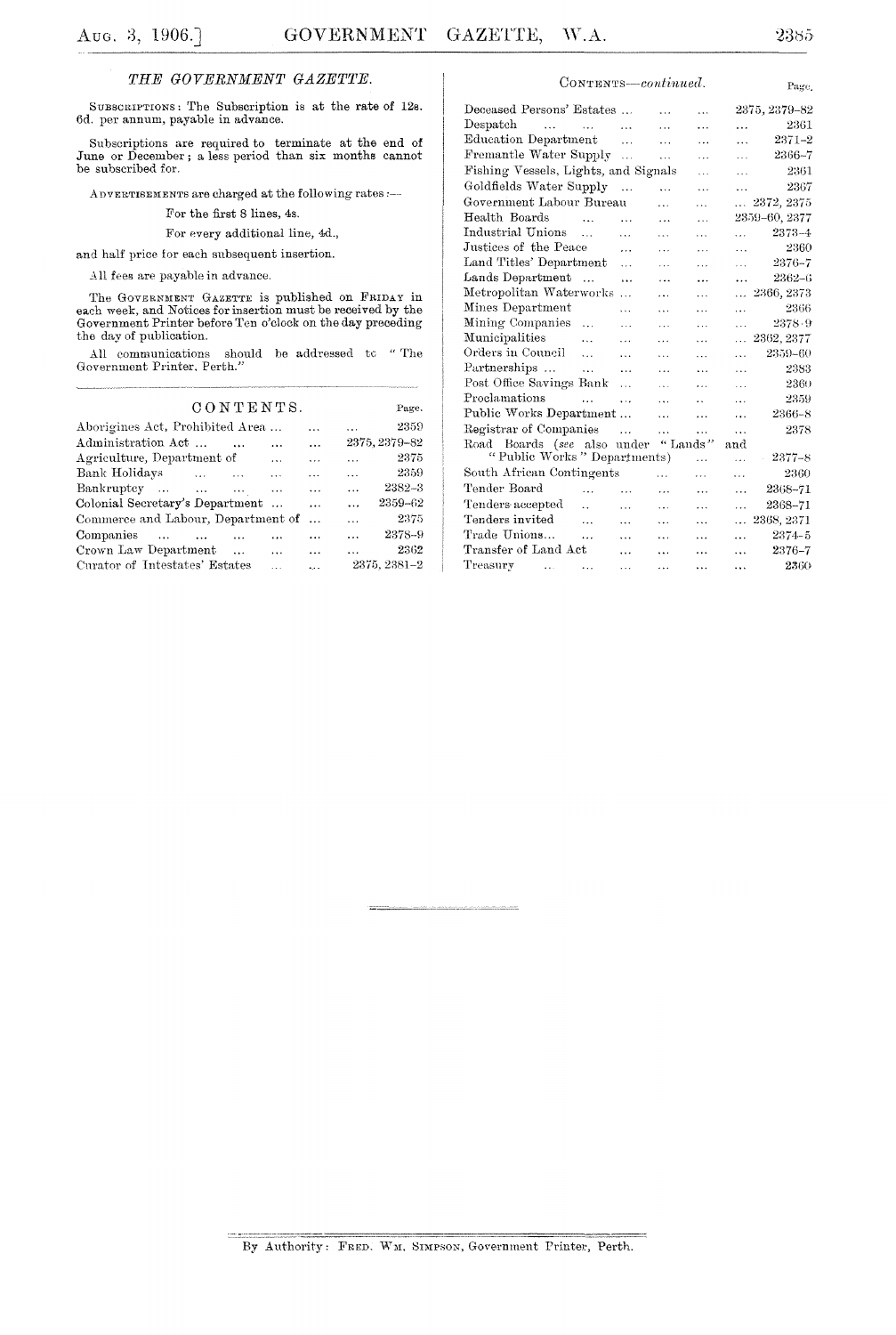## THE GOVERNMENT GAZETTE.

SUBSCRIPTIONS: The Subscription is at the rate of 12s. 6d. per annum, payable in advance.

Subscriptions are required to terminate at the end of June or December; a less period than six months cannot be subscribed for.

ADVERTISEMENTS are charged at the following rates:—

For the first 8 lines, 4s.

For every additional line, 4d.,

and half price for each subsequent insertion.

All fees are payable in advance.

The GOVERNMENT GAZETTE is published on FRIDAY in each week, and Notices for insertion must be received by the Government Printer before Ten o'clock on the day preceding the day of publication.

All communications should be addressed to "The Government Printer, Perth."

## CONTENTS.

| | Page. |
|---|---|
| Aborigines Act, Prohibited Area ... | 2359 |
| Administration Act ... | 2375, 2379–82 |
| Agriculture, Department of | 2375 |
| Bank Holidays | 2359 |
| Bankruptcy ... | 2382–3 |
| Colonial Secretary's Department ... | 2359–62 |
| Commerce and Labour, Department of ... | 2375 |
| Companies | 2378–9 |
| Crown Law Department | 2362 |
| Curator of Intestates' Estates | 2375, 2381–2 |
| Deceased Persons' Estates ... | 2375, 2379–82 |
| Despatch | 2361 |
| Education Department | 2371–2 |
| Fremantle Water Supply ... | 2366–7 |
| Fishing Vessels, Lights, and Signals | 2361 |
| Goldfields Water Supply ... | 2367 |
| Government Labour Bureau | 2372, 2375 |
| Health Boards | 2359–60, 2377 |
| Industrial Unions ... | 2373–4 |
| Justices of the Peace | 2360 |
| Land Titles' Department ... | 2376–7 |
| Lands Department ... | 2362–6 |
| Metropolitan Waterworks ... | 2366, 2373 |
| Mines Department | 2366 |
| Mining Companies ... | 2378–9 |
| Municipalities | 2362, 2377 |
| Orders in Council ... | 2359–60 |
| Partnerships ... | 2383 |
| Post Office Savings Bank ... | 2360 |
| Proclamations | 2359 |
| Public Works Department ... | 2366–8 |
| Registrar of Companies | 2378 |
| Road Boards (*see* also under "Lands" and "Public Works" Departments) | 2377–8 |
| South African Contingents | 2360 |
| Tender Board | 2368–71 |
| Tenders accepted | 2368–71 |
| Tenders invited | 2368, 2371 |
| Trade Unions... | 2374–5 |
| Transfer of Land Act | 2376–7 |
| Treasury | 2360 |

By Authority: FRED. WM. SIMPSON, Government Printer, Perth.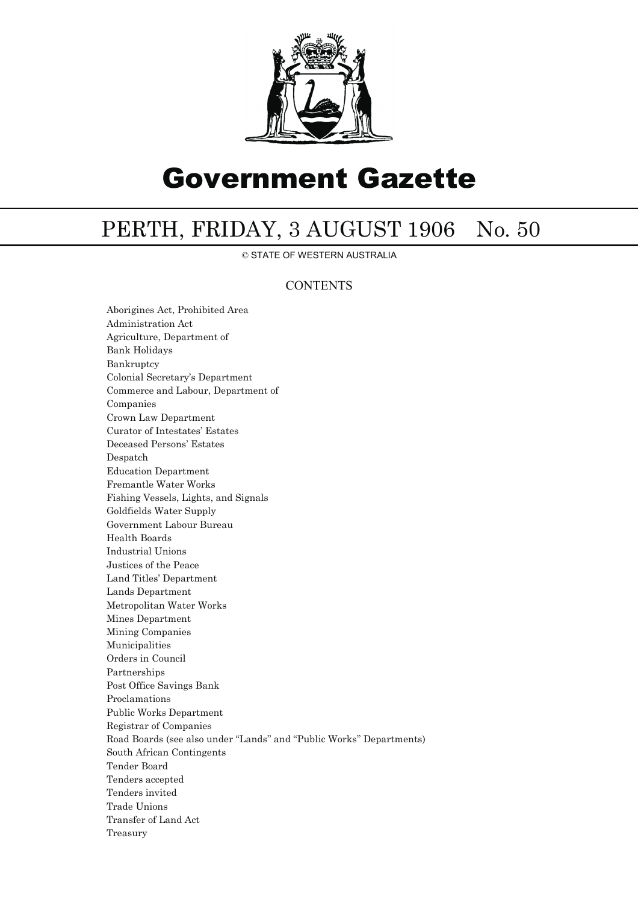# Government Gazette

## PERTH, FRIDAY, 3 AUGUST 1906 No. 50

© STATE OF WESTERN AUSTRALIA

### CONTENTS

Aborigines Act, Prohibited Area
Administration Act
Agriculture, Department of
Bank Holidays
Bankruptcy
Colonial Secretary's Department
Commerce and Labour, Department of
Companies
Crown Law Department
Curator of Intestates' Estates
Deceased Persons' Estates
Despatch
Education Department
Fremantle Water Works
Fishing Vessels, Lights, and Signals
Goldfields Water Supply
Government Labour Bureau
Health Boards
Industrial Unions
Justices of the Peace
Land Titles' Department
Lands Department
Metropolitan Water Works
Mines Department
Mining Companies
Municipalities
Orders in Council
Partnerships
Post Office Savings Bank
Proclamations
Public Works Department
Registrar of Companies
Road Boards (see also under "Lands" and "Public Works" Departments)
South African Contingents
Tender Board
Tenders accepted
Tenders invited
Trade Unions
Transfer of Land Act
Treasury